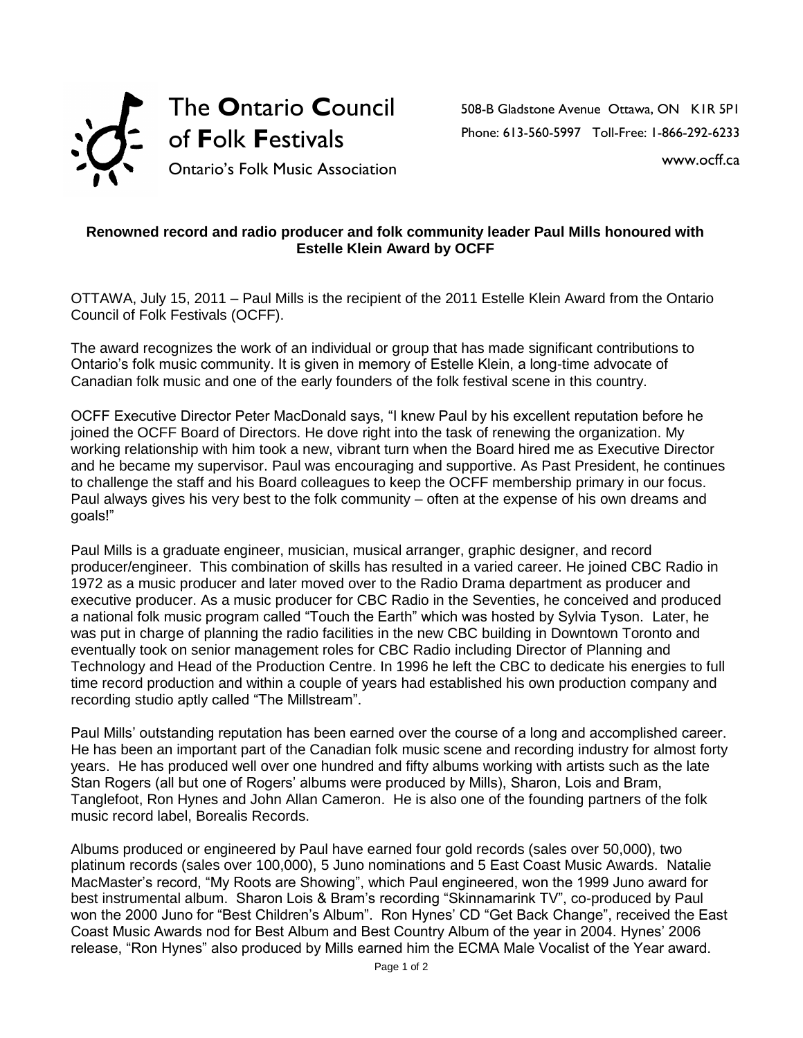The **O**ntario **C**ouncil of **F**olk **F**estivals

Ontario's Folk Music Association

508-B Gladstone Avenue Ottawa, ON K1R 5P1
Phone: 613-560-5997 Toll-Free: 1-866-292-6233
www.ocff.ca

**Renowned record and radio producer and folk community leader Paul Mills honoured with Estelle Klein Award by OCFF**

OTTAWA, July 15, 2011 – Paul Mills is the recipient of the 2011 Estelle Klein Award from the Ontario Council of Folk Festivals (OCFF).

The award recognizes the work of an individual or group that has made significant contributions to Ontario's folk music community. It is given in memory of Estelle Klein, a long-time advocate of Canadian folk music and one of the early founders of the folk festival scene in this country.

OCFF Executive Director Peter MacDonald says, "I knew Paul by his excellent reputation before he joined the OCFF Board of Directors. He dove right into the task of renewing the organization. My working relationship with him took a new, vibrant turn when the Board hired me as Executive Director and he became my supervisor. Paul was encouraging and supportive. As Past President, he continues to challenge the staff and his Board colleagues to keep the OCFF membership primary in our focus. Paul always gives his very best to the folk community – often at the expense of his own dreams and goals!"

Paul Mills is a graduate engineer, musician, musical arranger, graphic designer, and record producer/engineer. This combination of skills has resulted in a varied career. He joined CBC Radio in 1972 as a music producer and later moved over to the Radio Drama department as producer and executive producer. As a music producer for CBC Radio in the Seventies, he conceived and produced a national folk music program called "Touch the Earth" which was hosted by Sylvia Tyson. Later, he was put in charge of planning the radio facilities in the new CBC building in Downtown Toronto and eventually took on senior management roles for CBC Radio including Director of Planning and Technology and Head of the Production Centre. In 1996 he left the CBC to dedicate his energies to full time record production and within a couple of years had established his own production company and recording studio aptly called "The Millstream".

Paul Mills' outstanding reputation has been earned over the course of a long and accomplished career. He has been an important part of the Canadian folk music scene and recording industry for almost forty years. He has produced well over one hundred and fifty albums working with artists such as the late Stan Rogers (all but one of Rogers' albums were produced by Mills), Sharon, Lois and Bram, Tanglefoot, Ron Hynes and John Allan Cameron. He is also one of the founding partners of the folk music record label, Borealis Records.

Albums produced or engineered by Paul have earned four gold records (sales over 50,000), two platinum records (sales over 100,000), 5 Juno nominations and 5 East Coast Music Awards. Natalie MacMaster's record, "My Roots are Showing", which Paul engineered, won the 1999 Juno award for best instrumental album. Sharon Lois & Bram's recording "Skinnamarink TV", co-produced by Paul won the 2000 Juno for "Best Children's Album". Ron Hynes' CD "Get Back Change", received the East Coast Music Awards nod for Best Album and Best Country Album of the year in 2004. Hynes' 2006 release, "Ron Hynes" also produced by Mills earned him the ECMA Male Vocalist of the Year award.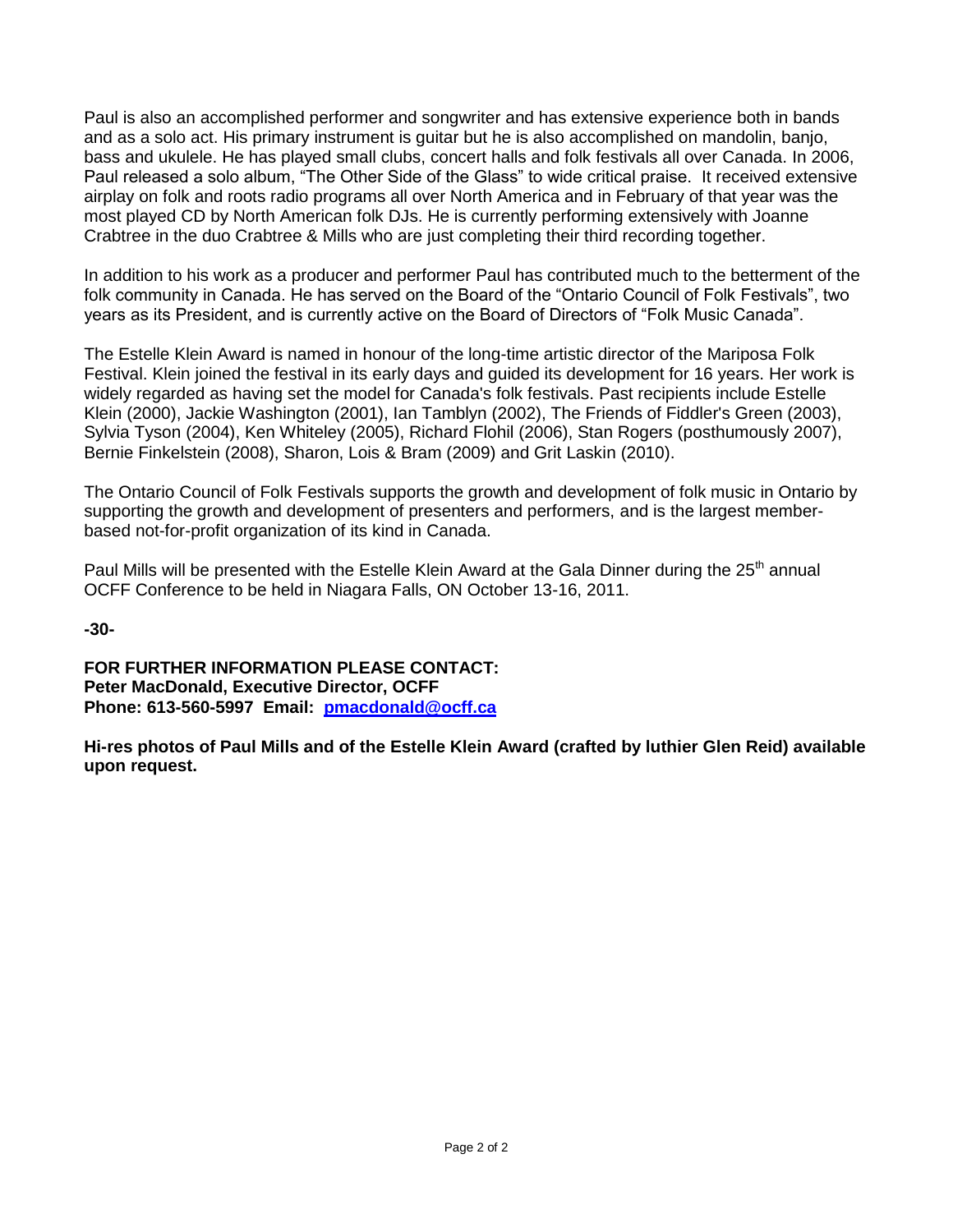Paul is also an accomplished performer and songwriter and has extensive experience both in bands and as a solo act. His primary instrument is guitar but he is also accomplished on mandolin, banjo, bass and ukulele. He has played small clubs, concert halls and folk festivals all over Canada. In 2006, Paul released a solo album, "The Other Side of the Glass" to wide critical praise. It received extensive airplay on folk and roots radio programs all over North America and in February of that year was the most played CD by North American folk DJs. He is currently performing extensively with Joanne Crabtree in the duo Crabtree & Mills who are just completing their third recording together.

In addition to his work as a producer and performer Paul has contributed much to the betterment of the folk community in Canada. He has served on the Board of the "Ontario Council of Folk Festivals", two years as its President, and is currently active on the Board of Directors of "Folk Music Canada".

The Estelle Klein Award is named in honour of the long-time artistic director of the Mariposa Folk Festival. Klein joined the festival in its early days and guided its development for 16 years. Her work is widely regarded as having set the model for Canada's folk festivals. Past recipients include Estelle Klein (2000), Jackie Washington (2001), Ian Tamblyn (2002), The Friends of Fiddler's Green (2003), Sylvia Tyson (2004), Ken Whiteley (2005), Richard Flohil (2006), Stan Rogers (posthumously 2007), Bernie Finkelstein (2008), Sharon, Lois & Bram (2009) and Grit Laskin (2010).

The Ontario Council of Folk Festivals supports the growth and development of folk music in Ontario by supporting the growth and development of presenters and performers, and is the largest member-based not-for-profit organization of its kind in Canada.

Paul Mills will be presented with the Estelle Klein Award at the Gala Dinner during the 25th annual OCFF Conference to be held in Niagara Falls, ON October 13-16, 2011.

**-30-**

**FOR FURTHER INFORMATION PLEASE CONTACT:**
**Peter MacDonald, Executive Director, OCFF**
**Phone: 613-560-5997 Email: pmacdonald@ocff.ca**

**Hi-res photos of Paul Mills and of the Estelle Klein Award (crafted by luthier Glen Reid) available upon request.**